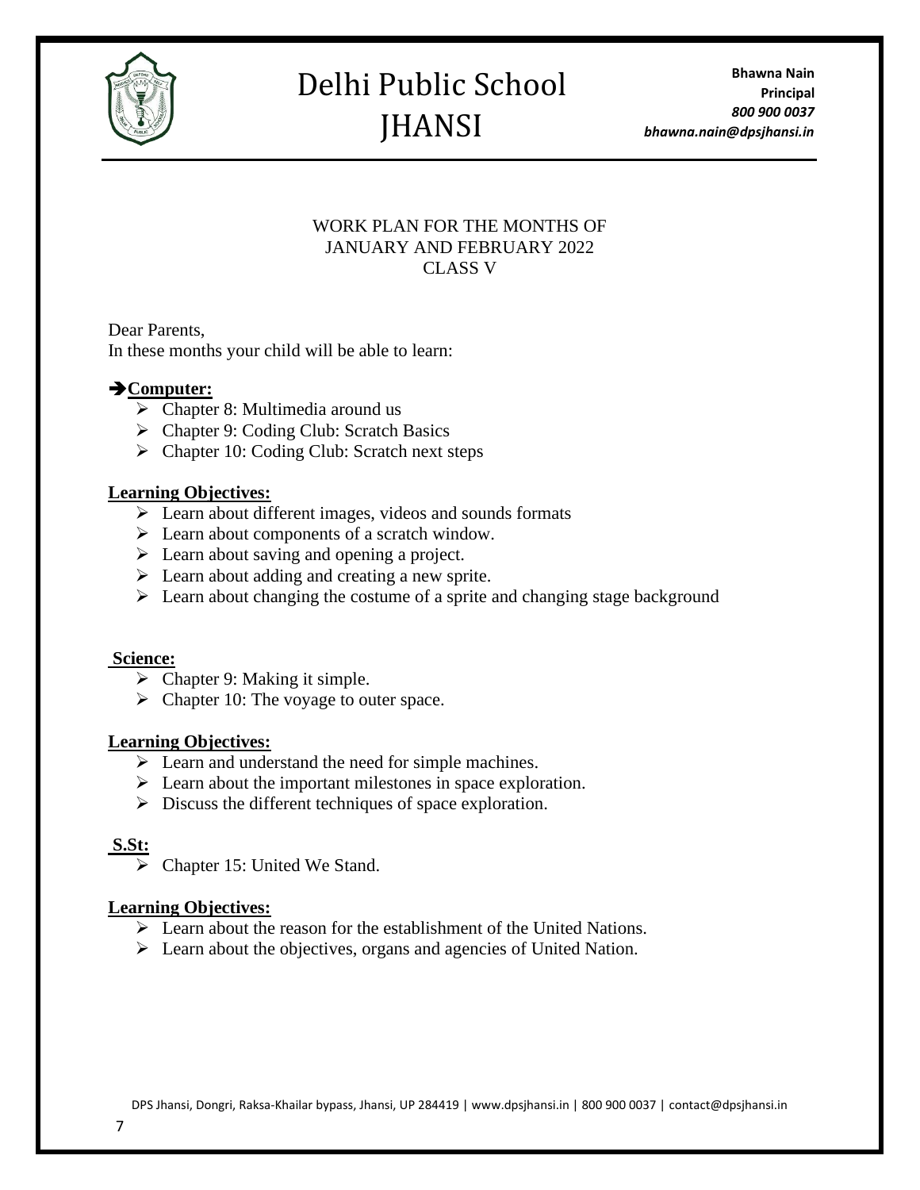# Delhi Public School JHANSI

**Bhawna Nain**
**Principal**
***800 900 0037***
***bhawna.nain@dpsjhansi.in***

WORK PLAN FOR THE MONTHS OF
JANUARY AND FEBRUARY 2022
CLASS V

Dear Parents,
In these months your child will be able to learn:

## ➔Computer:

- Chapter 8: Multimedia around us
- Chapter 9: Coding Club: Scratch Basics
- Chapter 10: Coding Club: Scratch next steps

### Learning Objectives:

- Learn about different images, videos and sounds formats
- Learn about components of a scratch window.
- Learn about saving and opening a project.
- Learn about adding and creating a new sprite.
- Learn about changing the costume of a sprite and changing stage background

## Science:

- Chapter 9: Making it simple.
- Chapter 10: The voyage to outer space.

### Learning Objectives:

- Learn and understand the need for simple machines.
- Learn about the important milestones in space exploration.
- Discuss the different techniques of space exploration.

## S.St:

- Chapter 15: United We Stand.

### Learning Objectives:

- Learn about the reason for the establishment of the United Nations.
- Learn about the objectives, organs and agencies of United Nation.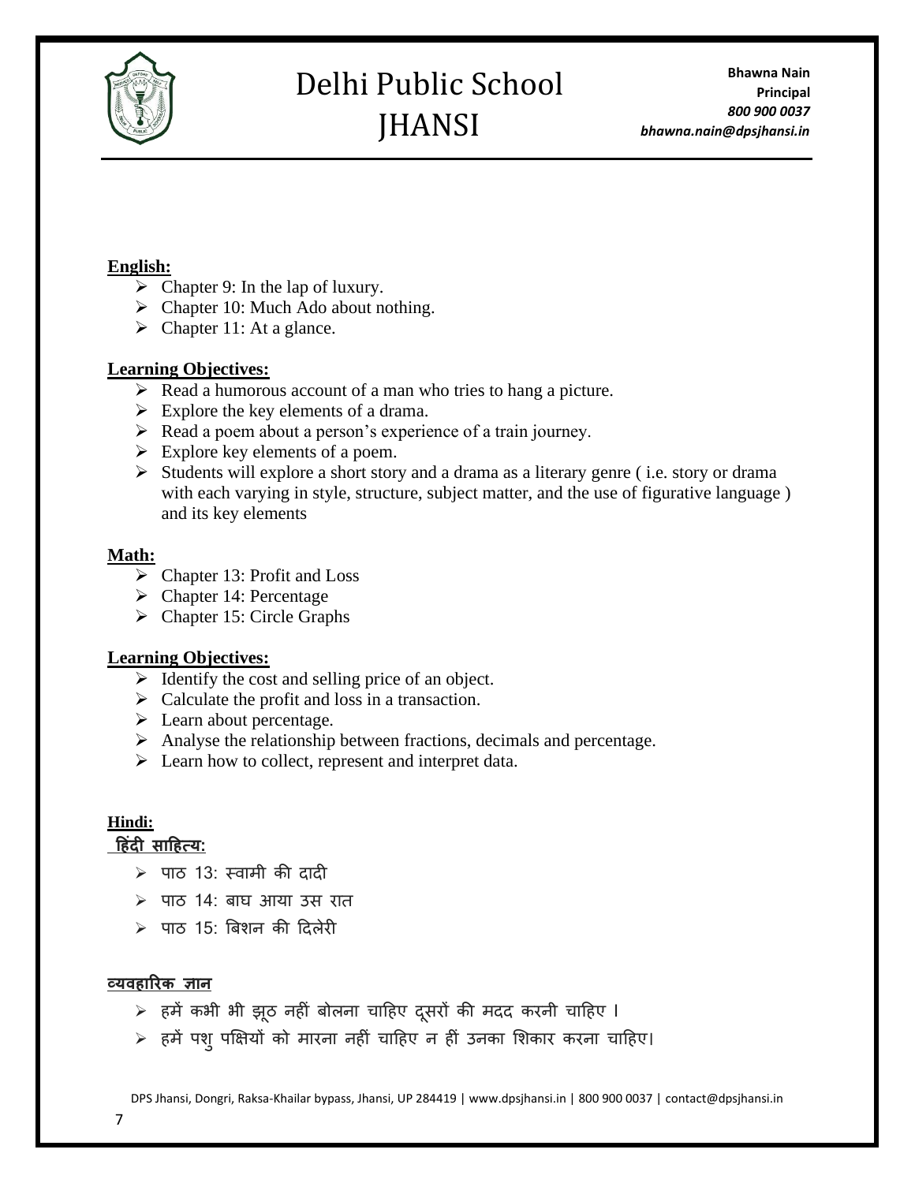**English:**

- Chapter 9: In the lap of luxury.
- Chapter 10: Much Ado about nothing.
- Chapter 11: At a glance.

**Learning Objectives:**

- Read a humorous account of a man who tries to hang a picture.
- Explore the key elements of a drama.
- Read a poem about a person's experience of a train journey.
- Explore key elements of a poem.
- Students will explore a short story and a drama as a literary genre ( i.e. story or drama with each varying in style, structure, subject matter, and the use of figurative language ) and its key elements

**Math:**

- Chapter 13: Profit and Loss
- Chapter 14: Percentage
- Chapter 15: Circle Graphs

**Learning Objectives:**

- Identify the cost and selling price of an object.
- Calculate the profit and loss in a transaction.
- Learn about percentage.
- Analyse the relationship between fractions, decimals and percentage.
- Learn how to collect, represent and interpret data.

**Hindi:**

**हिंदी साहित्य:**

- पाठ 13: स्वामी की दादी
- पाठ 14: बाघ आया उस रात
- पाठ 15: बिशन की दिलेरी

**व्यवहारिक ज्ञान**

- हमें कभी भी झूठ नहीं बोलना चाहिए दूसरों की मदद करनी चाहिए ।
- हमें पशु पक्षियों को मारना नहीं चाहिए न हीं उनका शिकार करना चाहिए।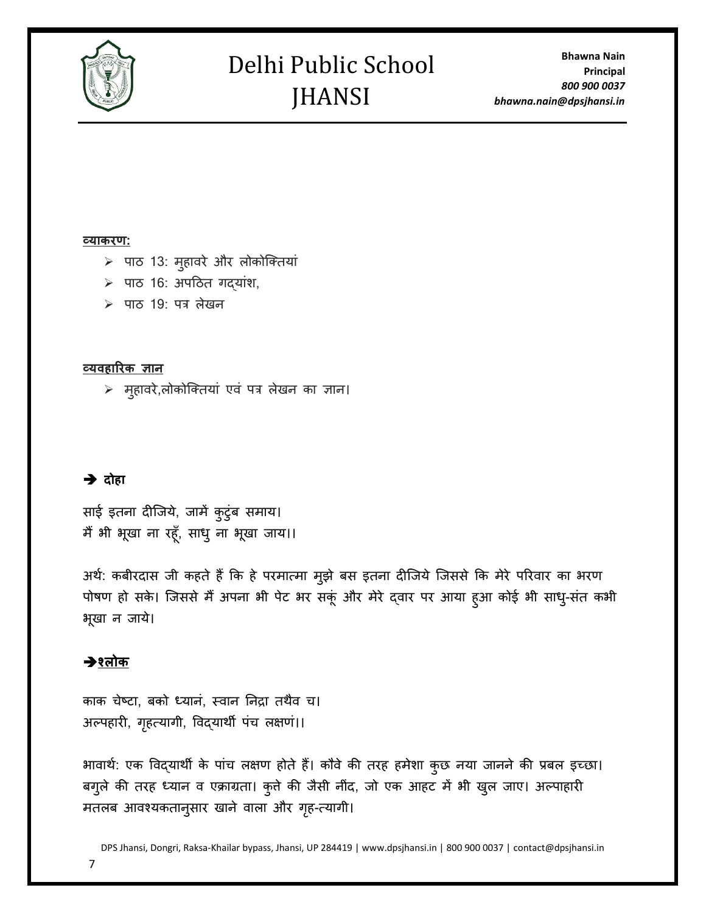**व्याकरण:**

- पाठ 13: मुहावरे और लोकोक्तियां
- पाठ 16: अपठित गद्यांश,
- पाठ 19: पत्र लेखन

**व्यवहारिक ज्ञान**

- मुहावरे,लोकोक्तियां एवं पत्र लेखन का ज्ञान।

## ➔ दोहा

साई इतना दीजिये, जामें कुटुंब समाय।
मैं भी भूखा ना रहूँ, साधु ना भूखा जाय।।

अर्थ: कबीरदास जी कहते हैं कि हे परमात्मा मुझे बस इतना दीजिये जिससे कि मेरे परिवार का भरण पोषण हो सके। जिससे मैं अपना भी पेट भर सकूं और मेरे द्वार पर आया हुआ कोई भी साधु-संत कभी भूखा न जाये।

## ➔श्लोक

काक चेष्टा, बको ध्यानं, स्वान निद्रा तथैव च।
अल्पहारी, गृहत्यागी, विद्यार्थी पंच लक्षणं।।

भावार्थ: एक विद्यार्थी के पांच लक्षण होते हैं। कौवे की तरह हमेशा कुछ नया जानने की प्रबल इच्छा। बगुले की तरह ध्यान व एक्राग्रता। कुत्ते की जैसी नींद, जो एक आहट में भी खुल जाए। अल्पाहारी मतलब आवश्यकतानुसार खाने वाला और गृह-त्यागी।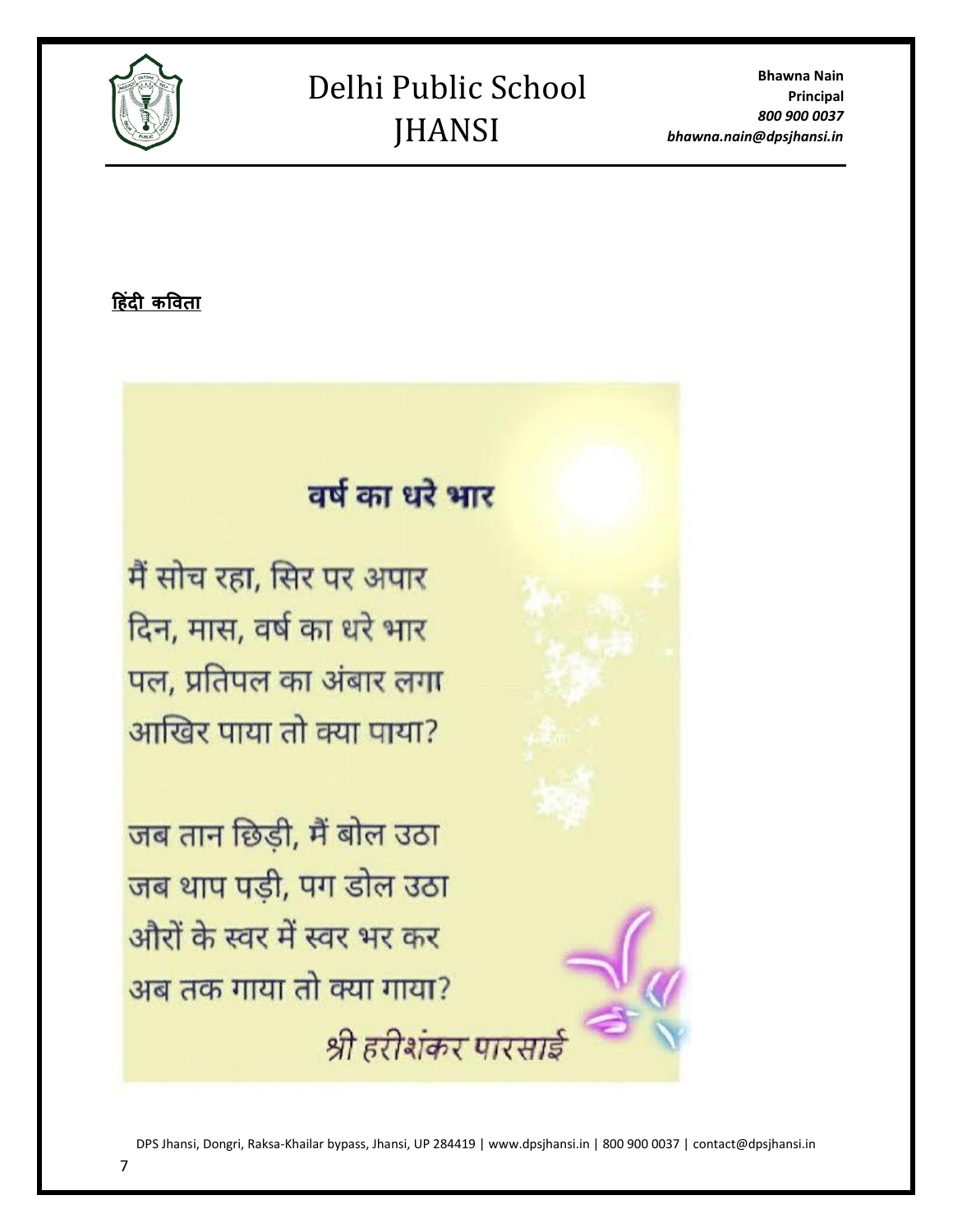**हिंदी कविता**

## वर्ष का धरे भार

मैं सोच रहा, सिर पर अपार
दिन, मास, वर्ष का धरे भार
पल, प्रतिपल का अंबार लगा
आखिर पाया तो क्या पाया?

जब तान छिड़ी, मैं बोल उठा
जब थाप पड़ी, पग डोल उठा
औरों के स्वर में स्वर भर कर
अब तक गाया तो क्या गाया?

*श्री हरीशंकर पारसाई*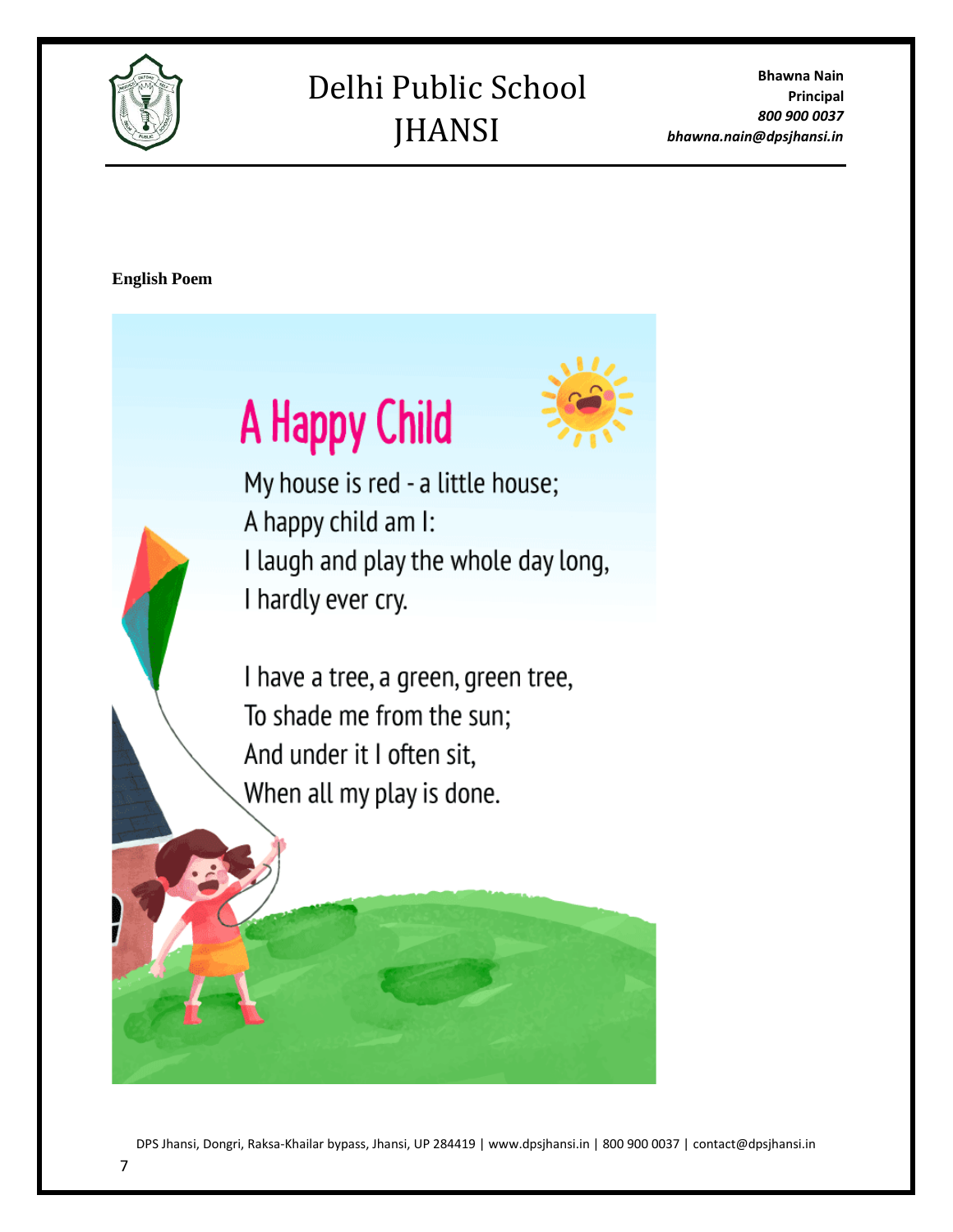**English Poem**

# A Happy Child

My house is red - a little house;
A happy child am I:
I laugh and play the whole day long,
I hardly ever cry.

I have a tree, a green, green tree,
To shade me from the sun;
And under it I often sit,
When all my play is done.